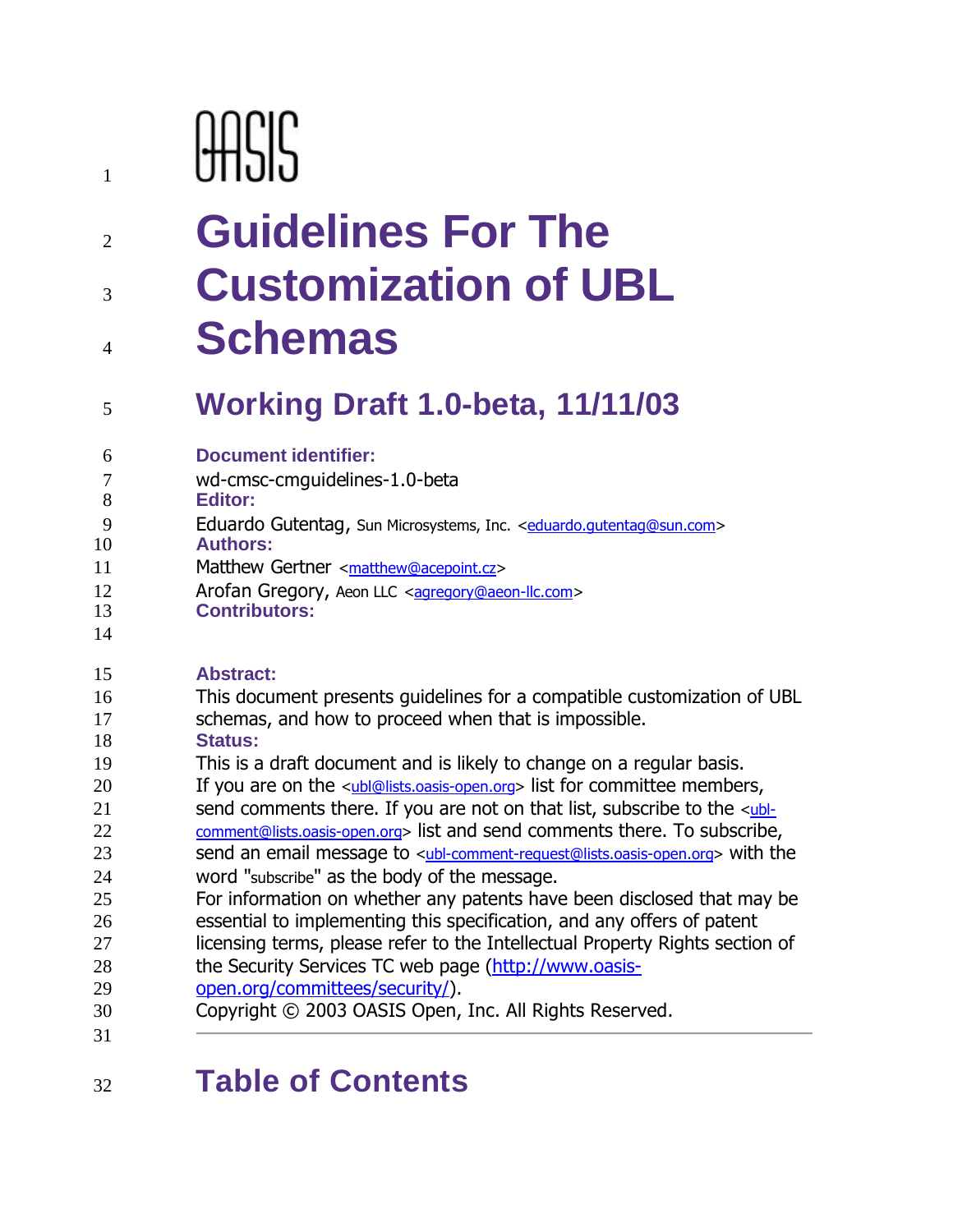OASIS

# Guidelines For The Customization of UBL Schemas

## Working Draft 1.0-beta, 11/11/03

**Document identifier:**

wd-cmsc-cmguidelines-1.0-beta

**Editor:**

Eduardo Gutentag, Sun Microsystems, Inc. <eduardo.gutentag@sun.com>

**Authors:**

Matthew Gertner <matthew@acepoint.cz>

Arofan Gregory, Aeon LLC <agregory@aeon-llc.com>

**Contributors:**

**Abstract:**

This document presents guidelines for a compatible customization of UBL schemas, and how to proceed when that is impossible.

**Status:**

This is a draft document and is likely to change on a regular basis. If you are on the <ubl@lists.oasis-open.org> list for committee members, send comments there. If you are not on that list, subscribe to the <ubl-comment@lists.oasis-open.org> list and send comments there. To subscribe, send an email message to <ubl-comment-request@lists.oasis-open.org> with the word "subscribe" as the body of the message.

For information on whether any patents have been disclosed that may be essential to implementing this specification, and any offers of patent licensing terms, please refer to the Intellectual Property Rights section of the Security Services TC web page (http://www.oasis-open.org/committees/security/).

Copyright © 2003 OASIS Open, Inc. All Rights Reserved.

---

## Table of Contents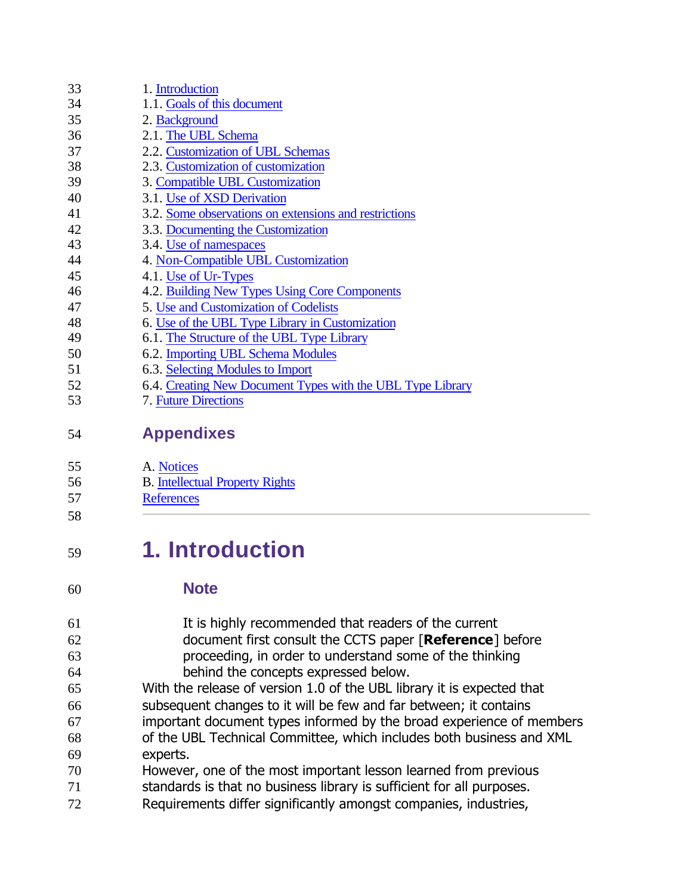1. Introduction
1.1. Goals of this document
2. Background
2.1. The UBL Schema
2.2. Customization of UBL Schemas
2.3. Customization of customization
3. Compatible UBL Customization
3.1. Use of XSD Derivation
3.2. Some observations on extensions and restrictions
3.3. Documenting the Customization
3.4. Use of namespaces
4. Non-Compatible UBL Customization
4.1. Use of Ur-Types
4.2. Building New Types Using Core Components
5. Use and Customization of Codelists
6. Use of the UBL Type Library in Customization
6.1. The Structure of the UBL Type Library
6.2. Importing UBL Schema Modules
6.3. Selecting Modules to Import
6.4. Creating New Document Types with the UBL Type Library
7. Future Directions

## Appendixes

A. Notices
B. Intellectual Property Rights
References

---

# 1. Introduction

> ### Note
>
> It is highly recommended that readers of the current document first consult the CCTS paper [**Reference**] before proceeding, in order to understand some of the thinking behind the concepts expressed below.

With the release of version 1.0 of the UBL library it is expected that subsequent changes to it will be few and far between; it contains important document types informed by the broad experience of members of the UBL Technical Committee, which includes both business and XML experts.

However, one of the most important lesson learned from previous standards is that no business library is sufficient for all purposes. Requirements differ significantly amongst companies, industries,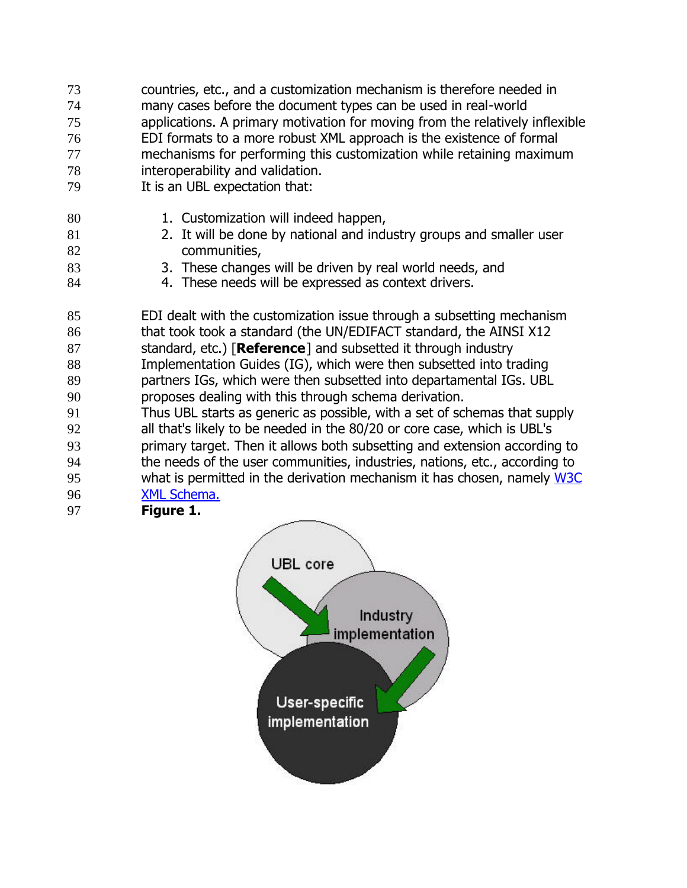countries, etc., and a customization mechanism is therefore needed in many cases before the document types can be used in real-world applications. A primary motivation for moving from the relatively inflexible EDI formats to a more robust XML approach is the existence of formal mechanisms for performing this customization while retaining maximum interoperability and validation.

It is an UBL expectation that:

1. Customization will indeed happen,
2. It will be done by national and industry groups and smaller user communities,
3. These changes will be driven by real world needs, and
4. These needs will be expressed as context drivers.

EDI dealt with the customization issue through a subsetting mechanism that took took a standard (the UN/EDIFACT standard, the AINSI X12 standard, etc.) [**Reference**] and subsetted it through industry Implementation Guides (IG), which were then subsetted into trading partners IGs, which were then subsetted into departamental IGs. UBL proposes dealing with this through schema derivation.

Thus UBL starts as generic as possible, with a set of schemas that supply all that's likely to be needed in the 80/20 or core case, which is UBL's primary target. Then it allows both subsetting and extension according to the needs of the user communities, industries, nations, etc., according to what is permitted in the derivation mechanism it has chosen, namely W3C XML Schema.

**Figure 1.**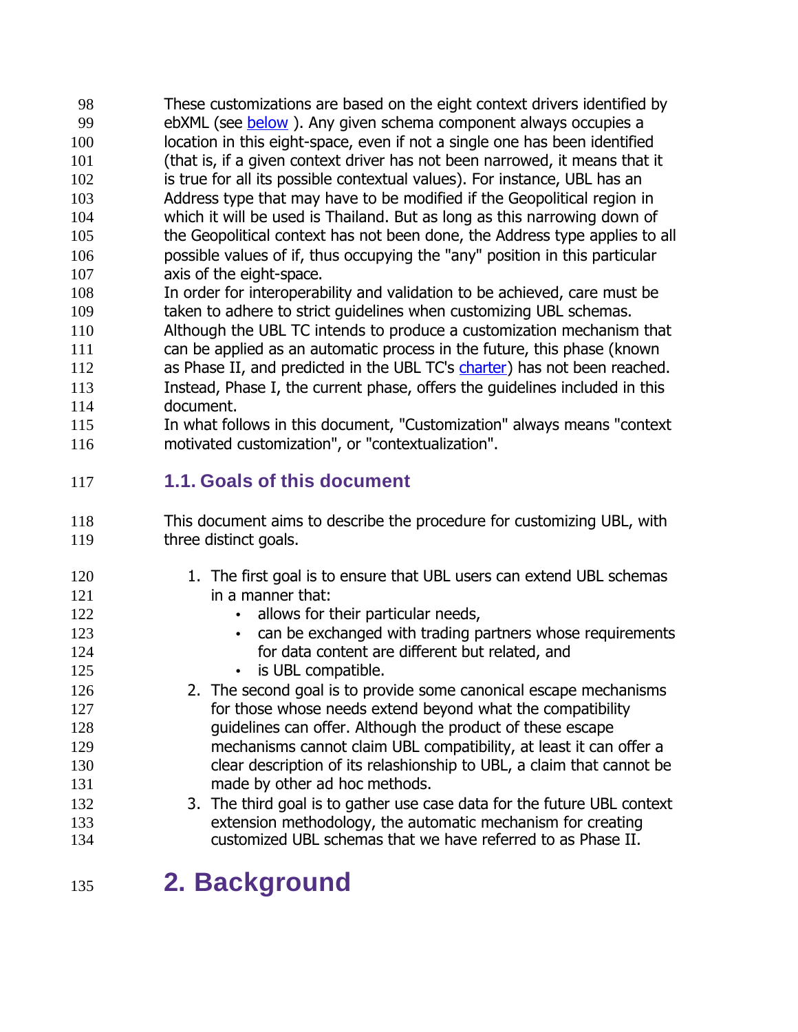These customizations are based on the eight context drivers identified by ebXML (see below ). Any given schema component always occupies a location in this eight-space, even if not a single one has been identified (that is, if a given context driver has not been narrowed, it means that it is true for all its possible contextual values). For instance, UBL has an Address type that may have to be modified if the Geopolitical region in which it will be used is Thailand. But as long as this narrowing down of the Geopolitical context has not been done, the Address type applies to all possible values of if, thus occupying the "any" position in this particular axis of the eight-space.

In order for interoperability and validation to be achieved, care must be taken to adhere to strict guidelines when customizing UBL schemas. Although the UBL TC intends to produce a customization mechanism that can be applied as an automatic process in the future, this phase (known as Phase II, and predicted in the UBL TC's charter) has not been reached. Instead, Phase I, the current phase, offers the guidelines included in this document.

In what follows in this document, "Customization" always means "context motivated customization", or "contextualization".

## 1.1. Goals of this document

This document aims to describe the procedure for customizing UBL, with three distinct goals.

1. The first goal is to ensure that UBL users can extend UBL schemas in a manner that:
   - allows for their particular needs,
   - can be exchanged with trading partners whose requirements for data content are different but related, and
   - is UBL compatible.
2. The second goal is to provide some canonical escape mechanisms for those whose needs extend beyond what the compatibility guidelines can offer. Although the product of these escape mechanisms cannot claim UBL compatibility, at least it can offer a clear description of its relashionship to UBL, a claim that cannot be made by other ad hoc methods.
3. The third goal is to gather use case data for the future UBL context extension methodology, the automatic mechanism for creating customized UBL schemas that we have referred to as Phase II.

# 2. Background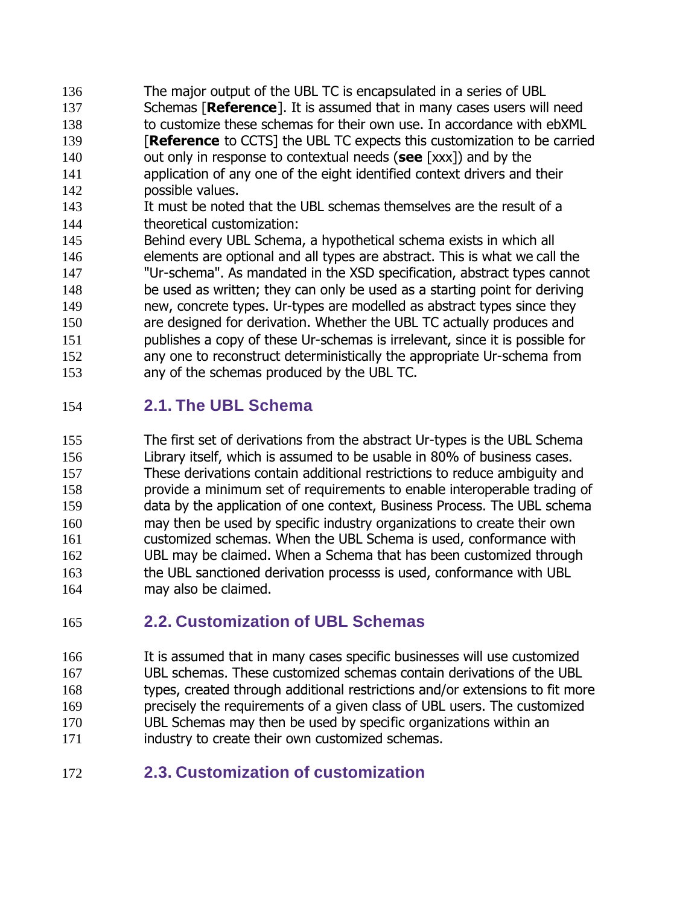The major output of the UBL TC is encapsulated in a series of UBL Schemas [**Reference**]. It is assumed that in many cases users will need to customize these schemas for their own use. In accordance with ebXML [**Reference** to CCTS] the UBL TC expects this customization to be carried out only in response to contextual needs (**see** [xxx]) and by the application of any one of the eight identified context drivers and their possible values.

It must be noted that the UBL schemas themselves are the result of a theoretical customization:

Behind every UBL Schema, a hypothetical schema exists in which all elements are optional and all types are abstract. This is what we call the "Ur-schema". As mandated in the XSD specification, abstract types cannot be used as written; they can only be used as a starting point for deriving new, concrete types. Ur-types are modelled as abstract types since they are designed for derivation. Whether the UBL TC actually produces and publishes a copy of these Ur-schemas is irrelevant, since it is possible for any one to reconstruct deterministically the appropriate Ur-schema from any of the schemas produced by the UBL TC.

## 2.1. The UBL Schema

The first set of derivations from the abstract Ur-types is the UBL Schema Library itself, which is assumed to be usable in 80% of business cases. These derivations contain additional restrictions to reduce ambiguity and provide a minimum set of requirements to enable interoperable trading of data by the application of one context, Business Process. The UBL schema may then be used by specific industry organizations to create their own customized schemas. When the UBL Schema is used, conformance with UBL may be claimed. When a Schema that has been customized through the UBL sanctioned derivation processs is used, conformance with UBL may also be claimed.

## 2.2. Customization of UBL Schemas

It is assumed that in many cases specific businesses will use customized UBL schemas. These customized schemas contain derivations of the UBL types, created through additional restrictions and/or extensions to fit more precisely the requirements of a given class of UBL users. The customized UBL Schemas may then be used by specific organizations within an industry to create their own customized schemas.

## 2.3. Customization of customization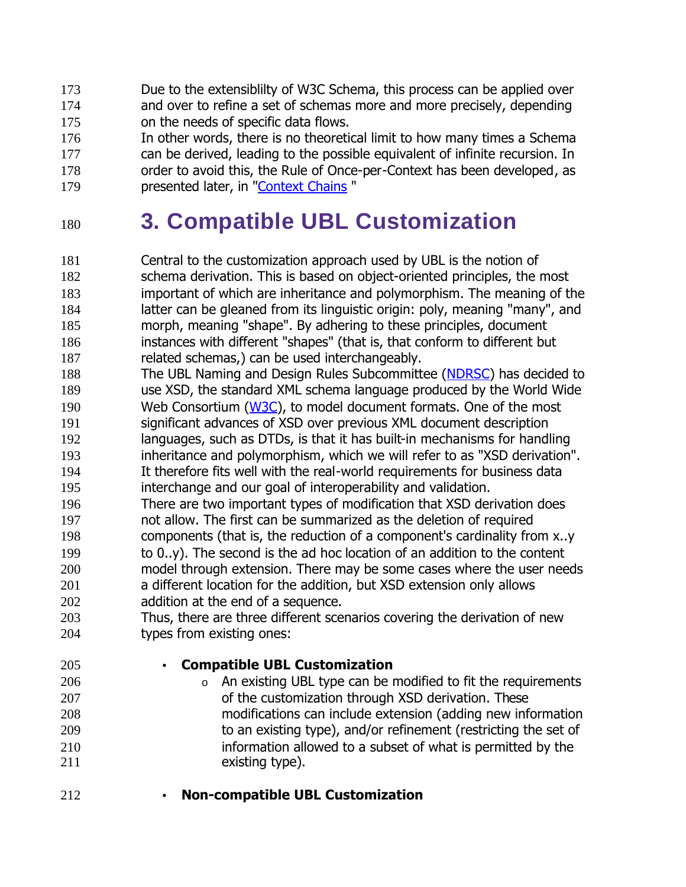Due to the extensiblilty of W3C Schema, this process can be applied over and over to refine a set of schemas more and more precisely, depending on the needs of specific data flows.

In other words, there is no theoretical limit to how many times a Schema can be derived, leading to the possible equivalent of infinite recursion. In order to avoid this, the Rule of Once-per-Context has been developed, as presented later, in "Context Chains "

# 3. Compatible UBL Customization

Central to the customization approach used by UBL is the notion of schema derivation. This is based on object-oriented principles, the most important of which are inheritance and polymorphism. The meaning of the latter can be gleaned from its linguistic origin: poly, meaning "many", and morph, meaning "shape". By adhering to these principles, document instances with different "shapes" (that is, that conform to different but related schemas,) can be used interchangeably.

The UBL Naming and Design Rules Subcommittee (NDRSC) has decided to use XSD, the standard XML schema language produced by the World Wide Web Consortium (W3C), to model document formats. One of the most significant advances of XSD over previous XML document description languages, such as DTDs, is that it has built-in mechanisms for handling inheritance and polymorphism, which we will refer to as "XSD derivation". It therefore fits well with the real-world requirements for business data interchange and our goal of interoperability and validation.

There are two important types of modification that XSD derivation does not allow. The first can be summarized as the deletion of required components (that is, the reduction of a component's cardinality from x..y to 0..y). The second is the ad hoc location of an addition to the content model through extension. There may be some cases where the user needs a different location for the addition, but XSD extension only allows addition at the end of a sequence.

Thus, there are three different scenarios covering the derivation of new types from existing ones:

- **Compatible UBL Customization**
  - An existing UBL type can be modified to fit the requirements of the customization through XSD derivation. These modifications can include extension (adding new information to an existing type), and/or refinement (restricting the set of information allowed to a subset of what is permitted by the existing type).
- **Non-compatible UBL Customization**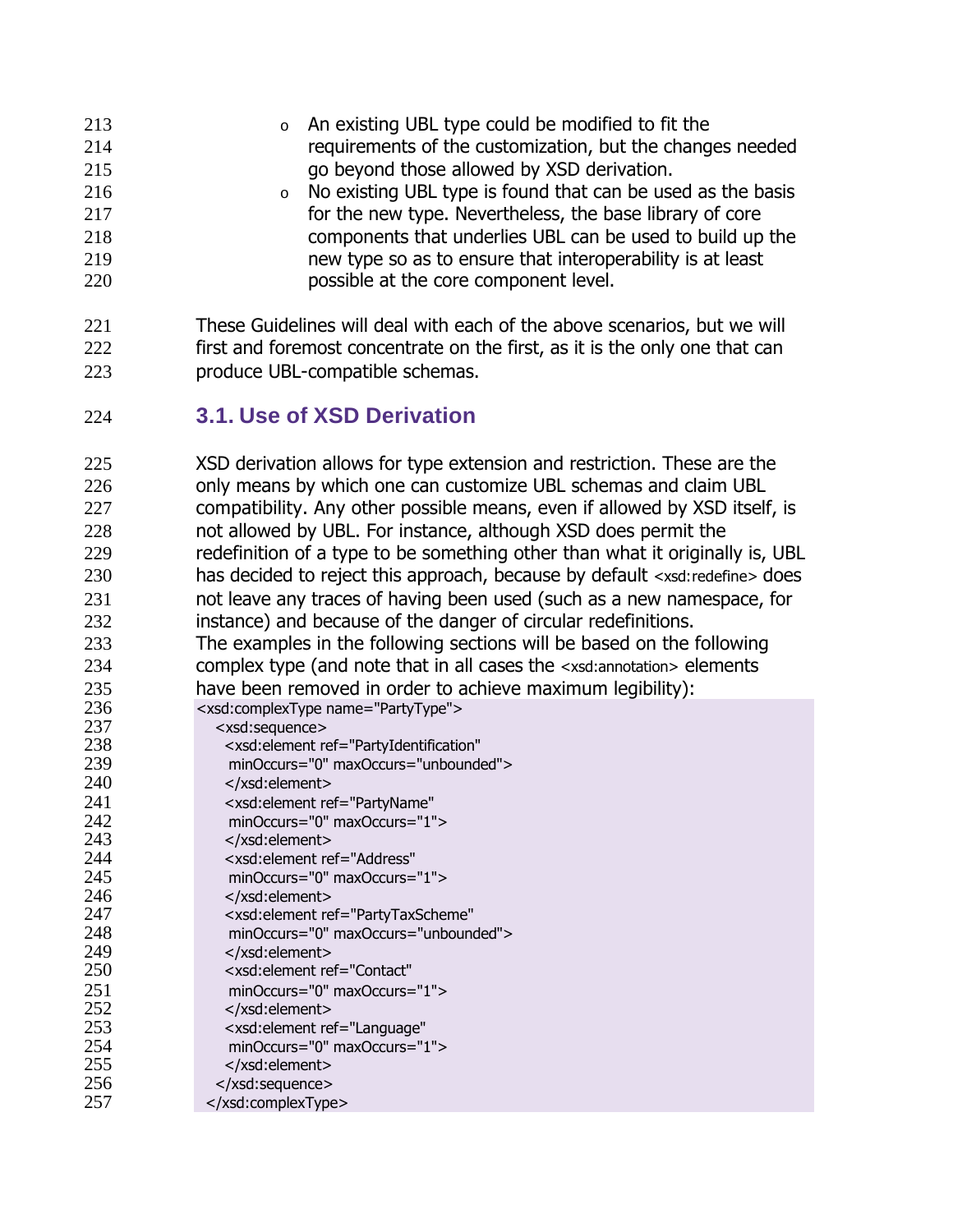- An existing UBL type could be modified to fit the requirements of the customization, but the changes needed go beyond those allowed by XSD derivation.
  - No existing UBL type is found that can be used as the basis for the new type. Nevertheless, the base library of core components that underlies UBL can be used to build up the new type so as to ensure that interoperability is at least possible at the core component level.

These Guidelines will deal with each of the above scenarios, but we will first and foremost concentrate on the first, as it is the only one that can produce UBL-compatible schemas.

## 3.1. Use of XSD Derivation

XSD derivation allows for type extension and restriction. These are the only means by which one can customize UBL schemas and claim UBL compatibility. Any other possible means, even if allowed by XSD itself, is not allowed by UBL. For instance, although XSD does permit the redefinition of a type to be something other than what it originally is, UBL has decided to reject this approach, because by default `<xsd:redefine>` does not leave any traces of having been used (such as a new namespace, for instance) and because of the danger of circular redefinitions.
The examples in the following sections will be based on the following complex type (and note that in all cases the `<xsd:annotation>` elements have been removed in order to achieve maximum legibility):

```
<xsd:complexType name="PartyType">
   <xsd:sequence>
     <xsd:element ref="PartyIdentification"
      minOccurs="0" maxOccurs="unbounded">
     </xsd:element>
     <xsd:element ref="PartyName"
      minOccurs="0" maxOccurs="1">
     </xsd:element>
     <xsd:element ref="Address"
      minOccurs="0" maxOccurs="1">
     </xsd:element>
     <xsd:element ref="PartyTaxScheme"
      minOccurs="0" maxOccurs="unbounded">
     </xsd:element>
     <xsd:element ref="Contact"
      minOccurs="0" maxOccurs="1">
     </xsd:element>
     <xsd:element ref="Language"
      minOccurs="0" maxOccurs="1">
     </xsd:element>
   </xsd:sequence>
 </xsd:complexType>
```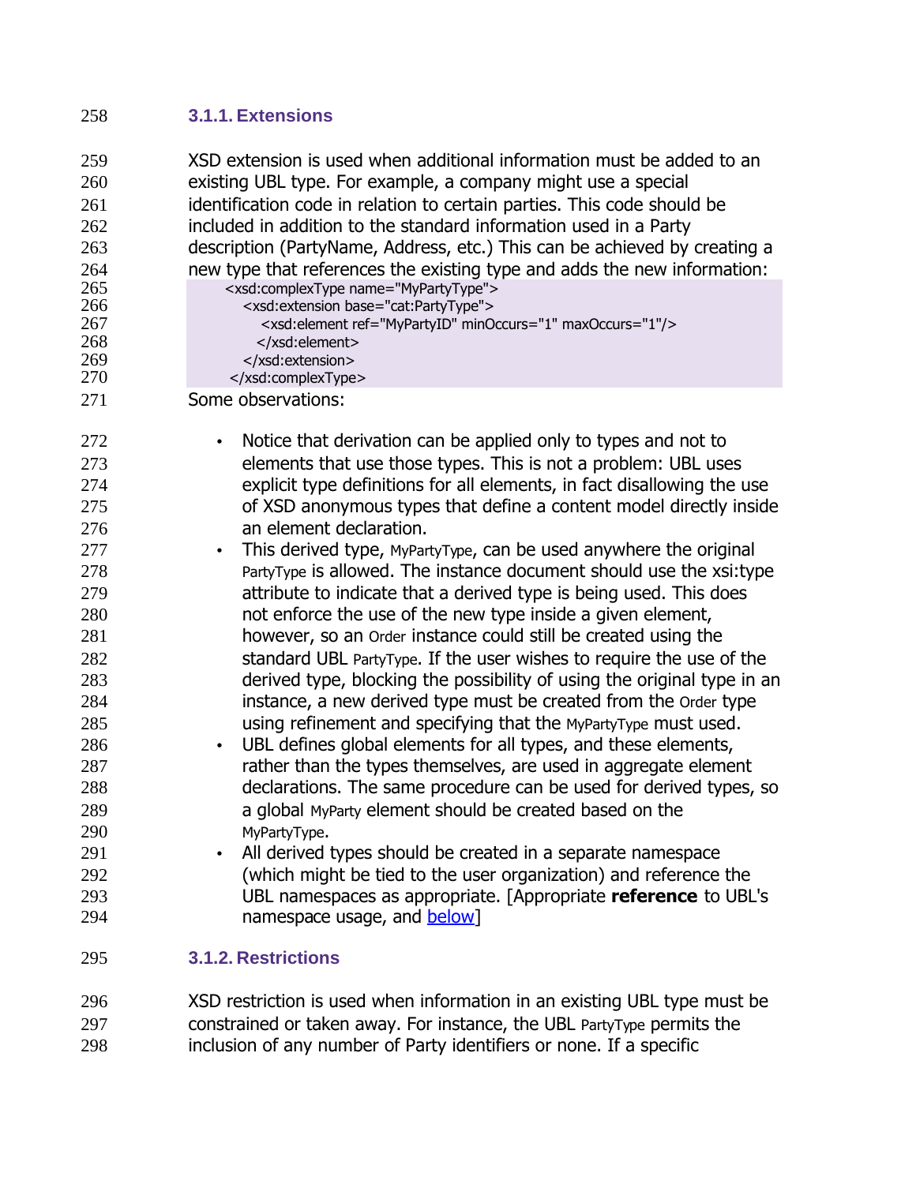### 3.1.1. Extensions

XSD extension is used when additional information must be added to an existing UBL type. For example, a company might use a special identification code in relation to certain parties. This code should be included in addition to the standard information used in a Party description (PartyName, Address, etc.) This can be achieved by creating a new type that references the existing type and adds the new information:

```
<xsd:complexType name="MyPartyType">
  <xsd:extension base="cat:PartyType">
    <xsd:element ref="MyPartyID" minOccurs="1" maxOccurs="1"/>
   </xsd:element>
  </xsd:extension>
</xsd:complexType>
```

Some observations:

- Notice that derivation can be applied only to types and not to elements that use those types. This is not a problem: UBL uses explicit type definitions for all elements, in fact disallowing the use of XSD anonymous types that define a content model directly inside an element declaration.
- This derived type, MyPartyType, can be used anywhere the original PartyType is allowed. The instance document should use the xsi:type attribute to indicate that a derived type is being used. This does not enforce the use of the new type inside a given element, however, so an Order instance could still be created using the standard UBL PartyType. If the user wishes to require the use of the derived type, blocking the possibility of using the original type in an instance, a new derived type must be created from the Order type using refinement and specifying that the MyPartyType must used.
- UBL defines global elements for all types, and these elements, rather than the types themselves, are used in aggregate element declarations. The same procedure can be used for derived types, so a global MyParty element should be created based on the MyPartyType.
- All derived types should be created in a separate namespace (which might be tied to the user organization) and reference the UBL namespaces as appropriate. [Appropriate **reference** to UBL's namespace usage, and below]

### 3.1.2. Restrictions

XSD restriction is used when information in an existing UBL type must be constrained or taken away. For instance, the UBL PartyType permits the inclusion of any number of Party identifiers or none. If a specific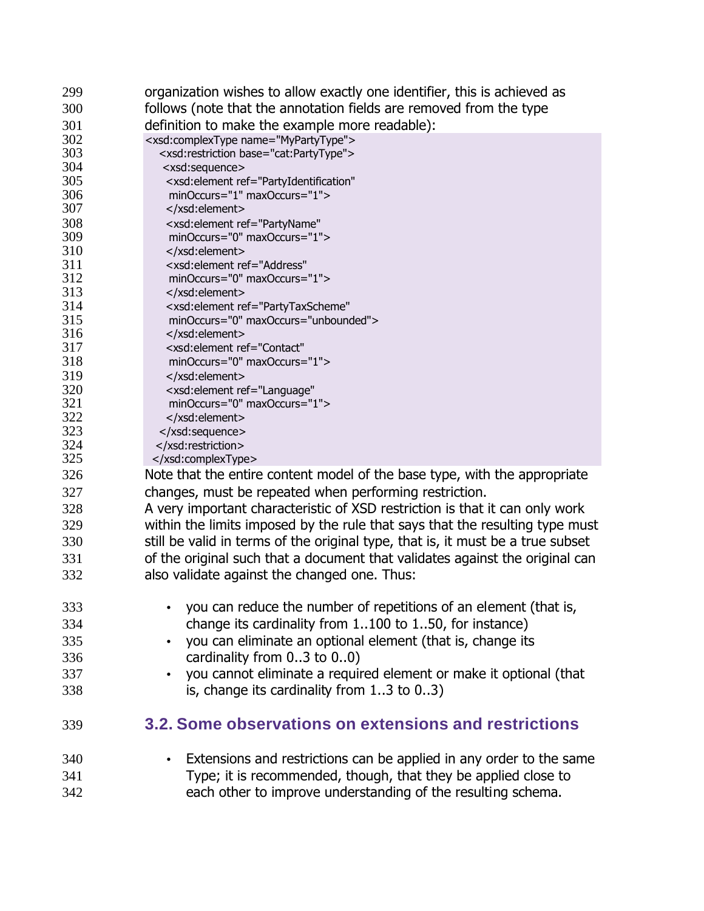organization wishes to allow exactly one identifier, this is achieved as follows (note that the annotation fields are removed from the type definition to make the example more readable):

```
<xsd:complexType name="MyPartyType">
   <xsd:restriction base="cat:PartyType">
    <xsd:sequence>
     <xsd:element ref="PartyIdentification"
      minOccurs="1" maxOccurs="1">
     </xsd:element>
     <xsd:element ref="PartyName"
      minOccurs="0" maxOccurs="1">
     </xsd:element>
     <xsd:element ref="Address"
      minOccurs="0" maxOccurs="1">
     </xsd:element>
     <xsd:element ref="PartyTaxScheme"
      minOccurs="0" maxOccurs="unbounded">
     </xsd:element>
     <xsd:element ref="Contact"
      minOccurs="0" maxOccurs="1">
     </xsd:element>
     <xsd:element ref="Language"
      minOccurs="0" maxOccurs="1">
     </xsd:element>
   </xsd:sequence>
  </xsd:restriction>
 </xsd:complexType>
```

Note that the entire content model of the base type, with the appropriate changes, must be repeated when performing restriction.

A very important characteristic of XSD restriction is that it can only work within the limits imposed by the rule that says that the resulting type must still be valid in terms of the original type, that is, it must be a true subset of the original such that a document that validates against the original can also validate against the changed one. Thus:

- you can reduce the number of repetitions of an element (that is, change its cardinality from 1..100 to 1..50, for instance)
- you can eliminate an optional element (that is, change its cardinality from 0..3 to 0..0)
- you cannot eliminate a required element or make it optional (that is, change its cardinality from 1..3 to 0..3)

## 3.2. Some observations on extensions and restrictions

- Extensions and restrictions can be applied in any order to the same Type; it is recommended, though, that they be applied close to each other to improve understanding of the resulting schema.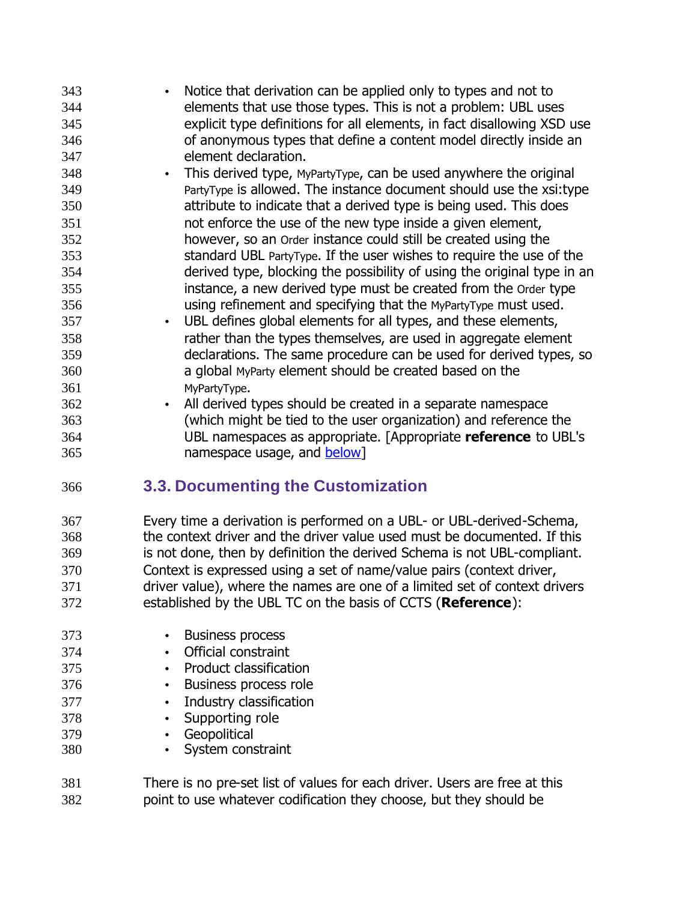- Notice that derivation can be applied only to types and not to elements that use those types. This is not a problem: UBL uses explicit type definitions for all elements, in fact disallowing XSD use of anonymous types that define a content model directly inside an element declaration.
- This derived type, `MyPartyType`, can be used anywhere the original `PartyType` is allowed. The instance document should use the xsi:type attribute to indicate that a derived type is being used. This does not enforce the use of the new type inside a given element, however, so an `Order` instance could still be created using the standard UBL `PartyType`. If the user wishes to require the use of the derived type, blocking the possibility of using the original type in an instance, a new derived type must be created from the `Order` type using refinement and specifying that the `MyPartyType` must used.
- UBL defines global elements for all types, and these elements, rather than the types themselves, are used in aggregate element declarations. The same procedure can be used for derived types, so a global `MyParty` element should be created based on the `MyPartyType`.
- All derived types should be created in a separate namespace (which might be tied to the user organization) and reference the UBL namespaces as appropriate. [Appropriate **reference** to UBL's namespace usage, and below]

## 3.3. Documenting the Customization

Every time a derivation is performed on a UBL- or UBL-derived-Schema, the context driver and the driver value used must be documented. If this is not done, then by definition the derived Schema is not UBL-compliant. Context is expressed using a set of name/value pairs (context driver, driver value), where the names are one of a limited set of context drivers established by the UBL TC on the basis of CCTS (**Reference**):

- Business process
- Official constraint
- Product classification
- Business process role
- Industry classification
- Supporting role
- Geopolitical
- System constraint

There is no pre-set list of values for each driver. Users are free at this point to use whatever codification they choose, but they should be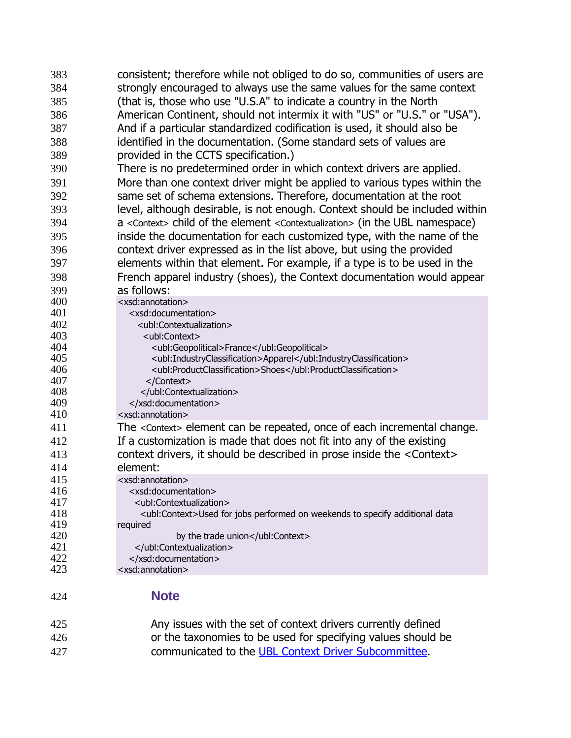consistent; therefore while not obliged to do so, communities of users are strongly encouraged to always use the same values for the same context (that is, those who use "U.S.A" to indicate a country in the North American Continent, should not intermix it with "US" or "U.S." or "USA"). And if a particular standardized codification is used, it should also be identified in the documentation. (Some standard sets of values are provided in the CCTS specification.)

There is no predetermined order in which context drivers are applied. More than one context driver might be applied to various types within the same set of schema extensions. Therefore, documentation at the root level, although desirable, is not enough. Context should be included within a `<Context>` child of the element `<Contextualization>` (in the UBL namespace) inside the documentation for each customized type, with the name of the context driver expressed as in the list above, but using the provided elements within that element. For example, if a type is to be used in the French apparel industry (shoes), the Context documentation would appear as follows:

```
<xsd:annotation>
   <xsd:documentation>
     <ubl:Contextualization>
       <ubl:Context>
         <ubl:Geopolitical>France</ubl:Geopolitical>
         <ubl:IndustryClassification>Apparel</ubl:IndustryClassification>
         <ubl:ProductClassification>Shoes</ubl:ProductClassification>
       </Context>
     </ubl:Contextualization>
   </xsd:documentation>
<xsd:annotation>
```

The `<Context>` element can be repeated, once of each incremental change. If a customization is made that does not fit into any of the existing context drivers, it should be described in prose inside the <Context> element:

```
<xsd:annotation>
   <xsd:documentation>
     <ubl:Contextualization>
       <ubl:Context>Used for jobs performed on weekends to specify additional data
required
                by the trade union</ubl:Context>
     </ubl:Contextualization>
   </xsd:documentation>
<xsd:annotation>
```

### Note

Any issues with the set of context drivers currently defined or the taxonomies to be used for specifying values should be communicated to the UBL Context Driver Subcommittee.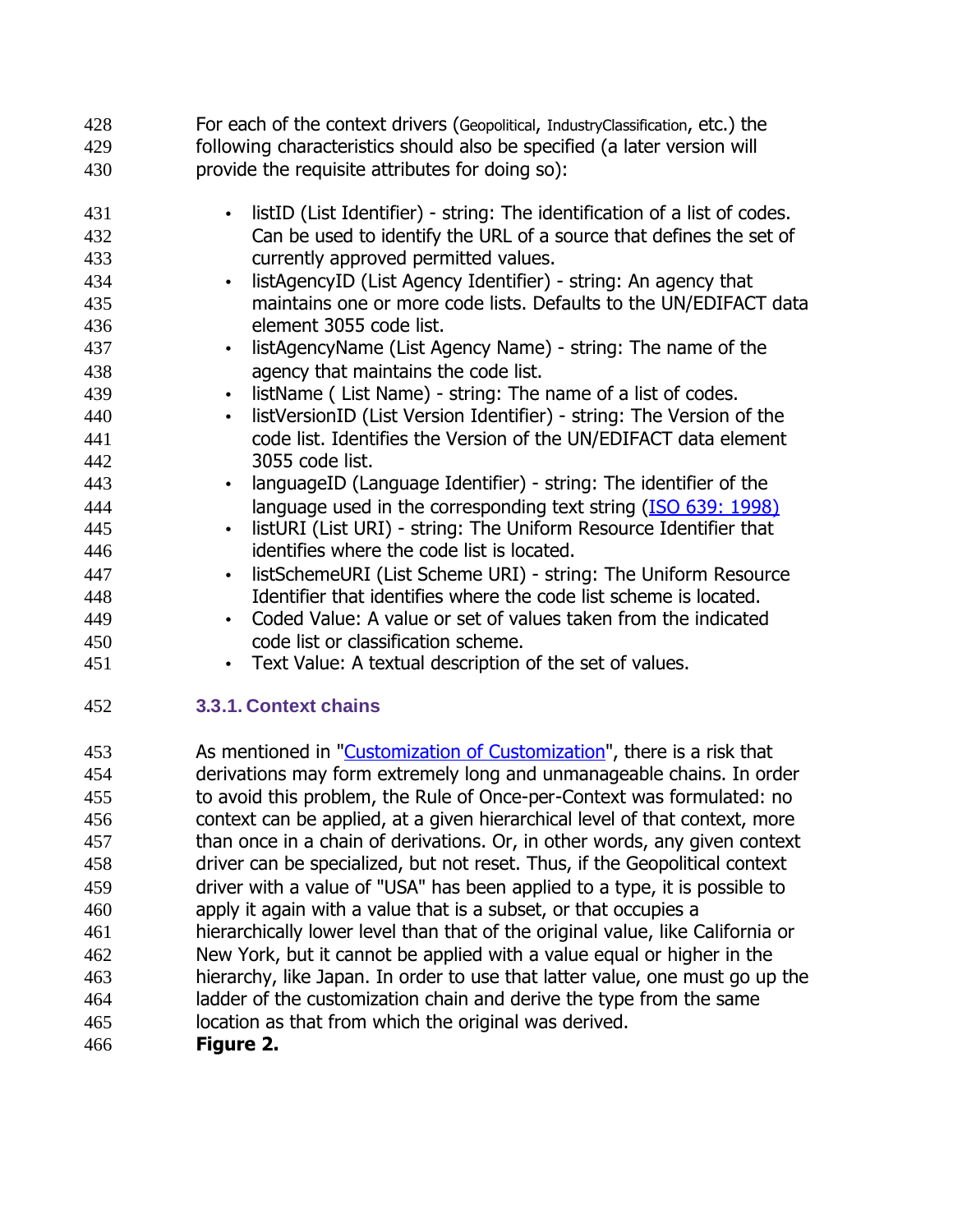For each of the context drivers (Geopolitical, IndustryClassification, etc.) the following characteristics should also be specified (a later version will provide the requisite attributes for doing so):

- listID (List Identifier) - string: The identification of a list of codes. Can be used to identify the URL of a source that defines the set of currently approved permitted values.
- listAgencyID (List Agency Identifier) - string: An agency that maintains one or more code lists. Defaults to the UN/EDIFACT data element 3055 code list.
- listAgencyName (List Agency Name) - string: The name of the agency that maintains the code list.
- listName ( List Name) - string: The name of a list of codes.
- listVersionID (List Version Identifier) - string: The Version of the code list. Identifies the Version of the UN/EDIFACT data element 3055 code list.
- languageID (Language Identifier) - string: The identifier of the language used in the corresponding text string (ISO 639: 1998)
- listURI (List URI) - string: The Uniform Resource Identifier that identifies where the code list is located.
- listSchemeURI (List Scheme URI) - string: The Uniform Resource Identifier that identifies where the code list scheme is located.
- Coded Value: A value or set of values taken from the indicated code list or classification scheme.
- Text Value: A textual description of the set of values.

### 3.3.1. Context chains

As mentioned in "Customization of Customization", there is a risk that derivations may form extremely long and unmanageable chains. In order to avoid this problem, the Rule of Once-per-Context was formulated: no context can be applied, at a given hierarchical level of that context, more than once in a chain of derivations. Or, in other words, any given context driver can be specialized, but not reset. Thus, if the Geopolitical context driver with a value of "USA" has been applied to a type, it is possible to apply it again with a value that is a subset, or that occupies a hierarchically lower level than that of the original value, like California or New York, but it cannot be applied with a value equal or higher in the hierarchy, like Japan. In order to use that latter value, one must go up the ladder of the customization chain and derive the type from the same location as that from which the original was derived.

**Figure 2.**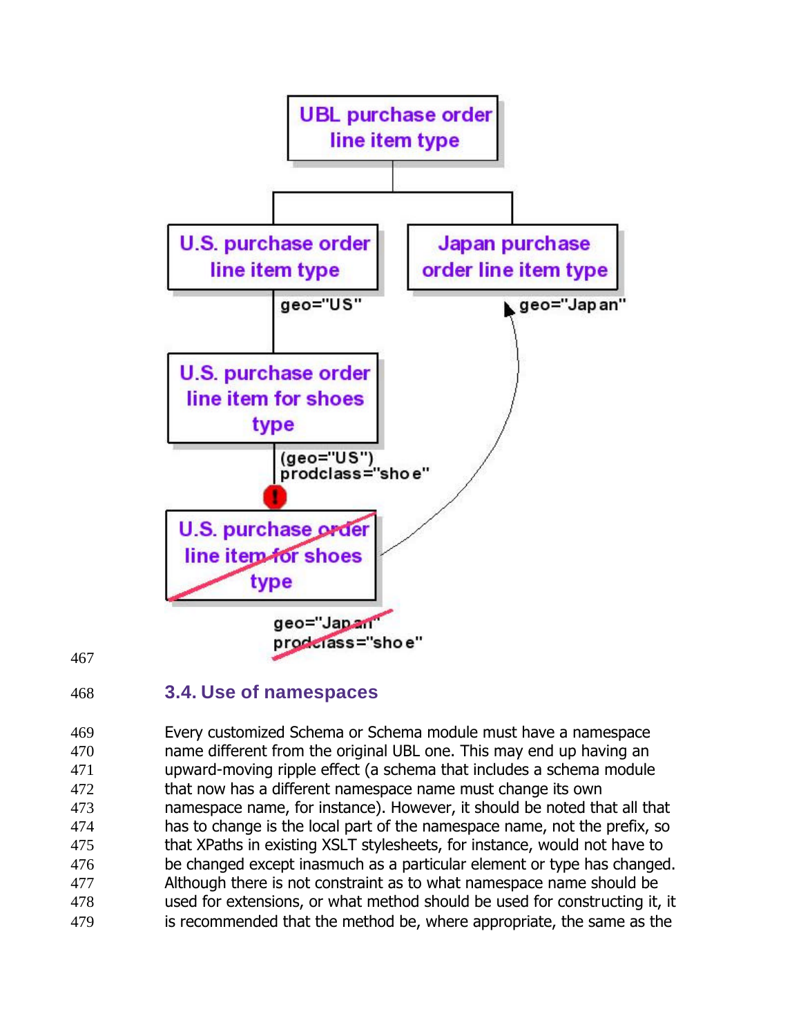## 3.4. Use of namespaces

Every customized Schema or Schema module must have a namespace name different from the original UBL one. This may end up having an upward-moving ripple effect (a schema that includes a schema module that now has a different namespace name must change its own namespace name, for instance). However, it should be noted that all that has to change is the local part of the namespace name, not the prefix, so that XPaths in existing XSLT stylesheets, for instance, would not have to be changed except inasmuch as a particular element or type has changed. Although there is not constraint as to what namespace name should be used for extensions, or what method should be used for constructing it, it is recommended that the method be, where appropriate, the same as the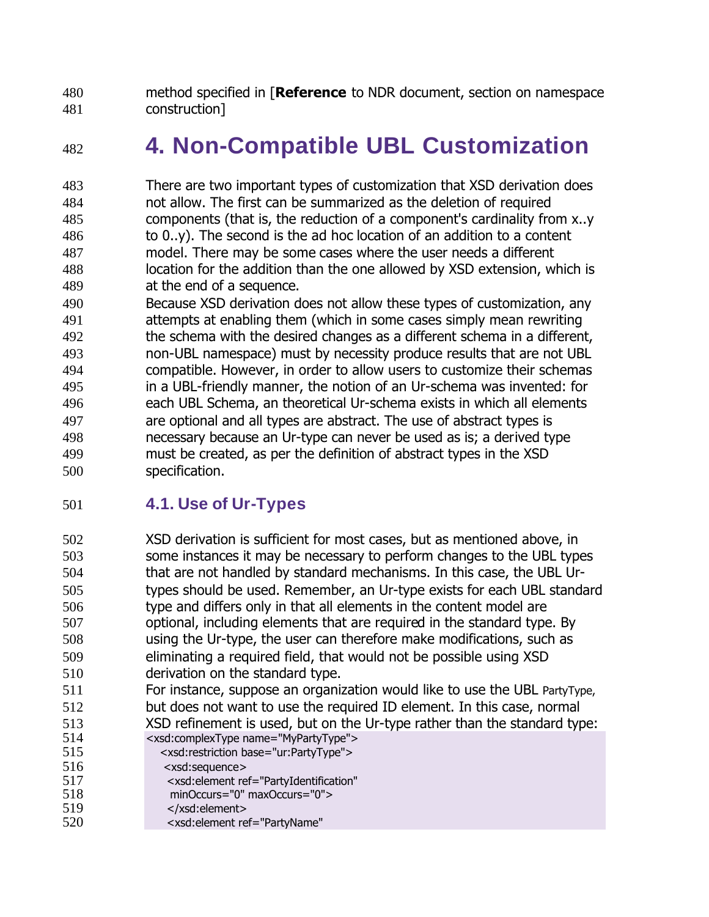method specified in [**Reference** to NDR document, section on namespace construction]

# 4. Non-Compatible UBL Customization

There are two important types of customization that XSD derivation does not allow. The first can be summarized as the deletion of required components (that is, the reduction of a component's cardinality from x..y to 0..y). The second is the ad hoc location of an addition to a content model. There may be some cases where the user needs a different location for the addition than the one allowed by XSD extension, which is at the end of a sequence.

Because XSD derivation does not allow these types of customization, any attempts at enabling them (which in some cases simply mean rewriting the schema with the desired changes as a different schema in a different, non-UBL namespace) must by necessity produce results that are not UBL compatible. However, in order to allow users to customize their schemas in a UBL-friendly manner, the notion of an Ur-schema was invented: for each UBL Schema, an theoretical Ur-schema exists in which all elements are optional and all types are abstract. The use of abstract types is necessary because an Ur-type can never be used as is; a derived type must be created, as per the definition of abstract types in the XSD specification.

## 4.1. Use of Ur-Types

XSD derivation is sufficient for most cases, but as mentioned above, in some instances it may be necessary to perform changes to the UBL types that are not handled by standard mechanisms. In this case, the UBL Ur-types should be used. Remember, an Ur-type exists for each UBL standard type and differs only in that all elements in the content model are optional, including elements that are required in the standard type. By using the Ur-type, the user can therefore make modifications, such as eliminating a required field, that would not be possible using XSD derivation on the standard type.

For instance, suppose an organization would like to use the UBL PartyType, but does not want to use the required ID element. In this case, normal XSD refinement is used, but on the Ur-type rather than the standard type:

```
<xsd:complexType name="MyPartyType">
   <xsd:restriction base="ur:PartyType">
    <xsd:sequence>
     <xsd:element ref="PartyIdentification"
      minOccurs="0" maxOccurs="0">
     </xsd:element>
     <xsd:element ref="PartyName"
```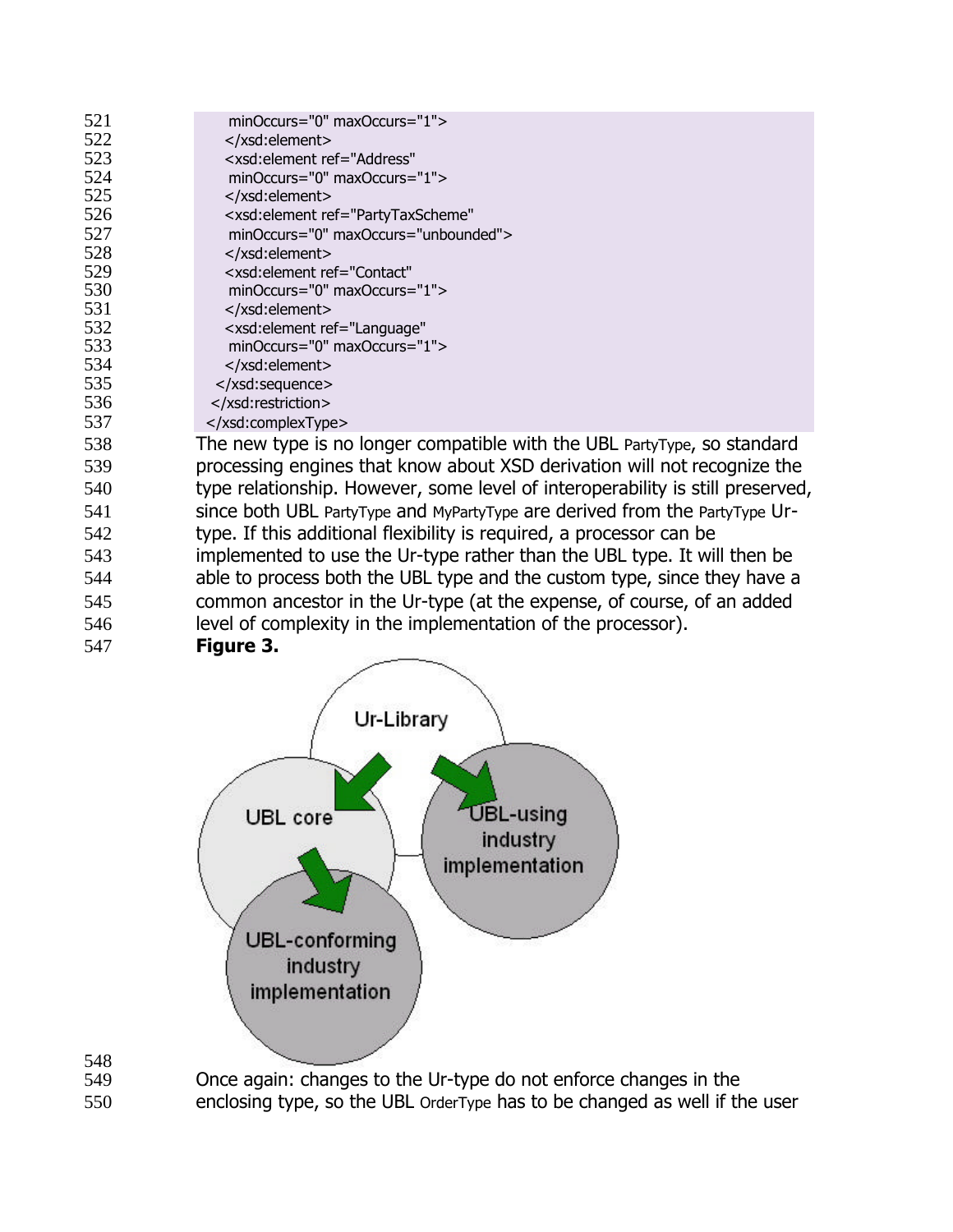```
        minOccurs="0" maxOccurs="1">
      </xsd:element>
      <xsd:element ref="Address"
        minOccurs="0" maxOccurs="1">
      </xsd:element>
      <xsd:element ref="PartyTaxScheme"
        minOccurs="0" maxOccurs="unbounded">
      </xsd:element>
      <xsd:element ref="Contact"
        minOccurs="0" maxOccurs="1">
      </xsd:element>
      <xsd:element ref="Language"
        minOccurs="0" maxOccurs="1">
      </xsd:element>
    </xsd:sequence>
  </xsd:restriction>
</xsd:complexType>
```

The new type is no longer compatible with the UBL PartyType, so standard processing engines that know about XSD derivation will not recognize the type relationship. However, some level of interoperability is still preserved, since both UBL PartyType and MyPartyType are derived from the PartyType Ur-type. If this additional flexibility is required, a processor can be implemented to use the Ur-type rather than the UBL type. It will then be able to process both the UBL type and the custom type, since they have a common ancestor in the Ur-type (at the expense, of course, of an added level of complexity in the implementation of the processor).

**Figure 3.**

Once again: changes to the Ur-type do not enforce changes in the enclosing type, so the UBL OrderType has to be changed as well if the user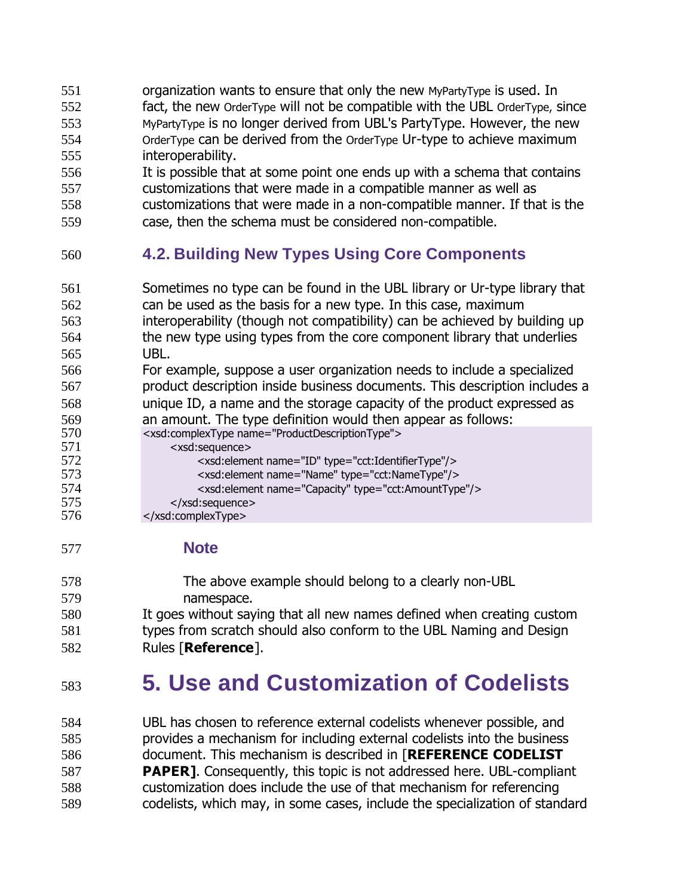organization wants to ensure that only the new MyPartyType is used. In fact, the new OrderType will not be compatible with the UBL OrderType, since MyPartyType is no longer derived from UBL's PartyType. However, the new OrderType can be derived from the OrderType Ur-type to achieve maximum interoperability.

It is possible that at some point one ends up with a schema that contains customizations that were made in a compatible manner as well as customizations that were made in a non-compatible manner. If that is the case, then the schema must be considered non-compatible.

## 4.2. Building New Types Using Core Components

Sometimes no type can be found in the UBL library or Ur-type library that can be used as the basis for a new type. In this case, maximum interoperability (though not compatibility) can be achieved by building up the new type using types from the core component library that underlies UBL.

For example, suppose a user organization needs to include a specialized product description inside business documents. This description includes a unique ID, a name and the storage capacity of the product expressed as an amount. The type definition would then appear as follows:

```
<xsd:complexType name="ProductDescriptionType">
      <xsd:sequence>
            <xsd:element name="ID" type="cct:IdentifierType"/>
            <xsd:element name="Name" type="cct:NameType"/>
            <xsd:element name="Capacity" type="cct:AmountType"/>
      </xsd:sequence>
</xsd:complexType>
```

### Note

The above example should belong to a clearly non-UBL namespace.

It goes without saying that all new names defined when creating custom types from scratch should also conform to the UBL Naming and Design Rules [**Reference**].

# 5. Use and Customization of Codelists

UBL has chosen to reference external codelists whenever possible, and provides a mechanism for including external codelists into the business document. This mechanism is described in [**REFERENCE CODELIST PAPER]**. Consequently, this topic is not addressed here. UBL-compliant customization does include the use of that mechanism for referencing codelists, which may, in some cases, include the specialization of standard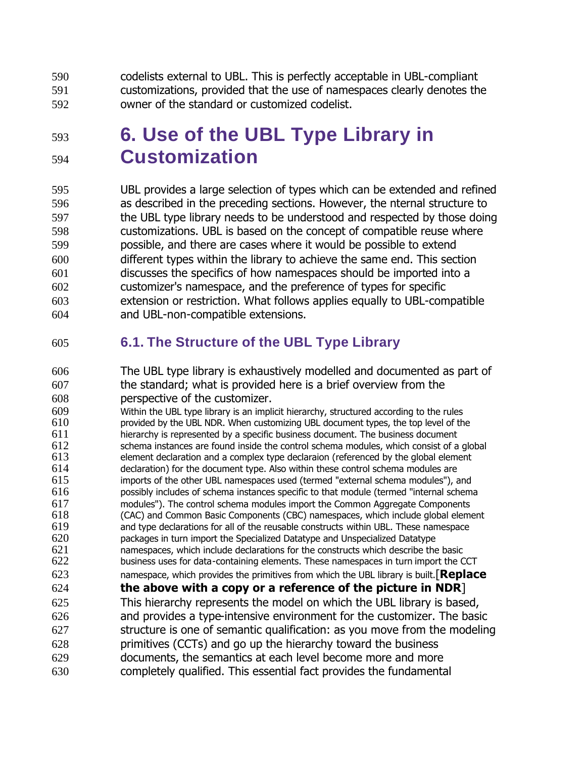codelists external to UBL. This is perfectly acceptable in UBL-compliant customizations, provided that the use of namespaces clearly denotes the owner of the standard or customized codelist.

# 6. Use of the UBL Type Library in Customization

UBL provides a large selection of types which can be extended and refined as described in the preceding sections. However, the nternal structure to the UBL type library needs to be understood and respected by those doing customizations. UBL is based on the concept of compatible reuse where possible, and there are cases where it would be possible to extend different types within the library to achieve the same end. This section discusses the specifics of how namespaces should be imported into a customizer's namespace, and the preference of types for specific extension or restriction. What follows applies equally to UBL-compatible and UBL-non-compatible extensions.

## 6.1. The Structure of the UBL Type Library

The UBL type library is exhaustively modelled and documented as part of the standard; what is provided here is a brief overview from the perspective of the customizer.

Within the UBL type library is an implicit hierarchy, structured according to the rules provided by the UBL NDR. When customizing UBL document types, the top level of the hierarchy is represented by a specific business document. The business document schema instances are found inside the control schema modules, which consist of a global element declaration and a complex type declaraion (referenced by the global element declaration) for the document type. Also within these control schema modules are imports of the other UBL namespaces used (termed "external schema modules"), and possibly includes of schema instances specific to that module (termed "internal schema modules"). The control schema modules import the Common Aggregate Components (CAC) and Common Basic Components (CBC) namespaces, which include global element and type declarations for all of the reusable constructs within UBL. These namespace packages in turn import the Specialized Datatype and Unspecialized Datatype namespaces, which include declarations for the constructs which describe the basic business uses for data-containing elements. These namespaces in turn import the CCT namespace, which provides the primitives from which the UBL library is built.[**Replace the above with a copy or a reference of the picture in NDR**]

This hierarchy represents the model on which the UBL library is based, and provides a type-intensive environment for the customizer. The basic structure is one of semantic qualification: as you move from the modeling primitives (CCTs) and go up the hierarchy toward the business documents, the semantics at each level become more and more completely qualified. This essential fact provides the fundamental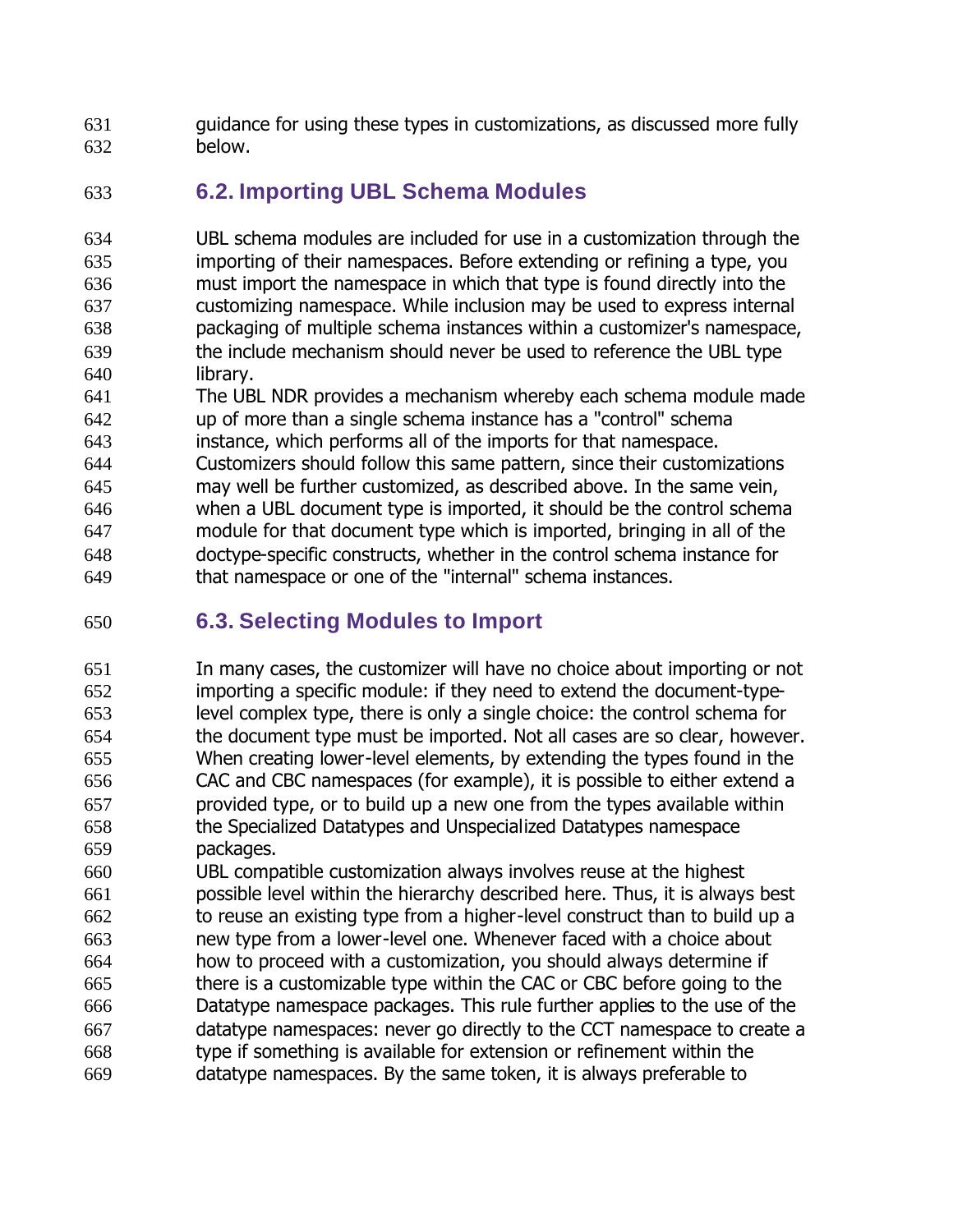guidance for using these types in customizations, as discussed more fully below.

## 6.2. Importing UBL Schema Modules

UBL schema modules are included for use in a customization through the importing of their namespaces. Before extending or refining a type, you must import the namespace in which that type is found directly into the customizing namespace. While inclusion may be used to express internal packaging of multiple schema instances within a customizer's namespace, the include mechanism should never be used to reference the UBL type library.

The UBL NDR provides a mechanism whereby each schema module made up of more than a single schema instance has a "control" schema instance, which performs all of the imports for that namespace. Customizers should follow this same pattern, since their customizations may well be further customized, as described above. In the same vein, when a UBL document type is imported, it should be the control schema module for that document type which is imported, bringing in all of the doctype-specific constructs, whether in the control schema instance for that namespace or one of the "internal" schema instances.

## 6.3. Selecting Modules to Import

In many cases, the customizer will have no choice about importing or not importing a specific module: if they need to extend the document-type-level complex type, there is only a single choice: the control schema for the document type must be imported. Not all cases are so clear, however. When creating lower-level elements, by extending the types found in the CAC and CBC namespaces (for example), it is possible to either extend a provided type, or to build up a new one from the types available within the Specialized Datatypes and Unspecialized Datatypes namespace packages.

UBL compatible customization always involves reuse at the highest possible level within the hierarchy described here. Thus, it is always best to reuse an existing type from a higher-level construct than to build up a new type from a lower-level one. Whenever faced with a choice about how to proceed with a customization, you should always determine if there is a customizable type within the CAC or CBC before going to the Datatype namespace packages. This rule further applies to the use of the datatype namespaces: never go directly to the CCT namespace to create a type if something is available for extension or refinement within the datatype namespaces. By the same token, it is always preferable to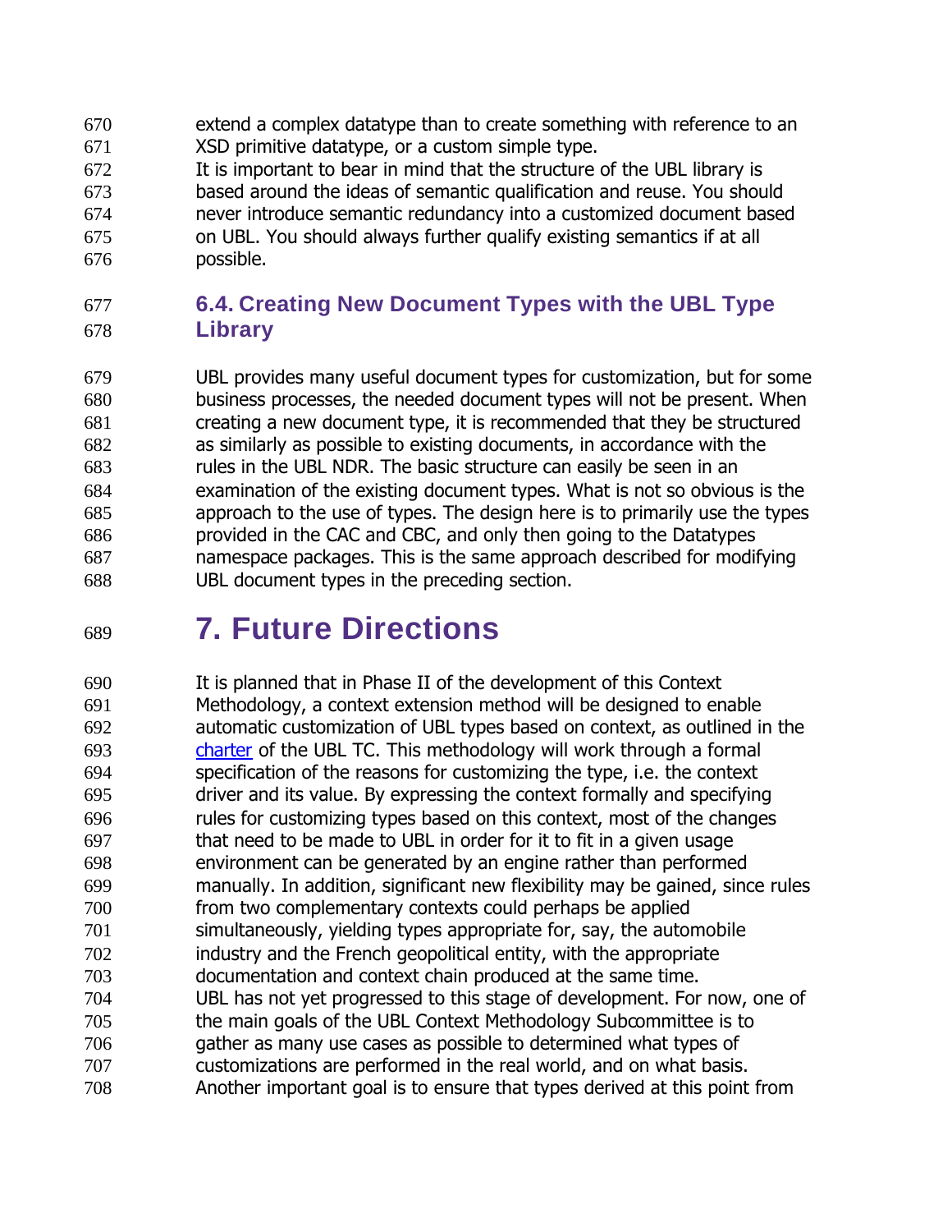extend a complex datatype than to create something with reference to an XSD primitive datatype, or a custom simple type.

It is important to bear in mind that the structure of the UBL library is based around the ideas of semantic qualification and reuse. You should never introduce semantic redundancy into a customized document based on UBL. You should always further qualify existing semantics if at all possible.

## 6.4. Creating New Document Types with the UBL Type Library

UBL provides many useful document types for customization, but for some business processes, the needed document types will not be present. When creating a new document type, it is recommended that they be structured as similarly as possible to existing documents, in accordance with the rules in the UBL NDR. The basic structure can easily be seen in an examination of the existing document types. What is not so obvious is the approach to the use of types. The design here is to primarily use the types provided in the CAC and CBC, and only then going to the Datatypes namespace packages. This is the same approach described for modifying UBL document types in the preceding section.

# 7. Future Directions

It is planned that in Phase II of the development of this Context Methodology, a context extension method will be designed to enable automatic customization of UBL types based on context, as outlined in the charter of the UBL TC. This methodology will work through a formal specification of the reasons for customizing the type, i.e. the context driver and its value. By expressing the context formally and specifying rules for customizing types based on this context, most of the changes that need to be made to UBL in order for it to fit in a given usage environment can be generated by an engine rather than performed manually. In addition, significant new flexibility may be gained, since rules from two complementary contexts could perhaps be applied simultaneously, yielding types appropriate for, say, the automobile industry and the French geopolitical entity, with the appropriate documentation and context chain produced at the same time.

UBL has not yet progressed to this stage of development. For now, one of the main goals of the UBL Context Methodology Subcommittee is to gather as many use cases as possible to determined what types of customizations are performed in the real world, and on what basis. Another important goal is to ensure that types derived at this point from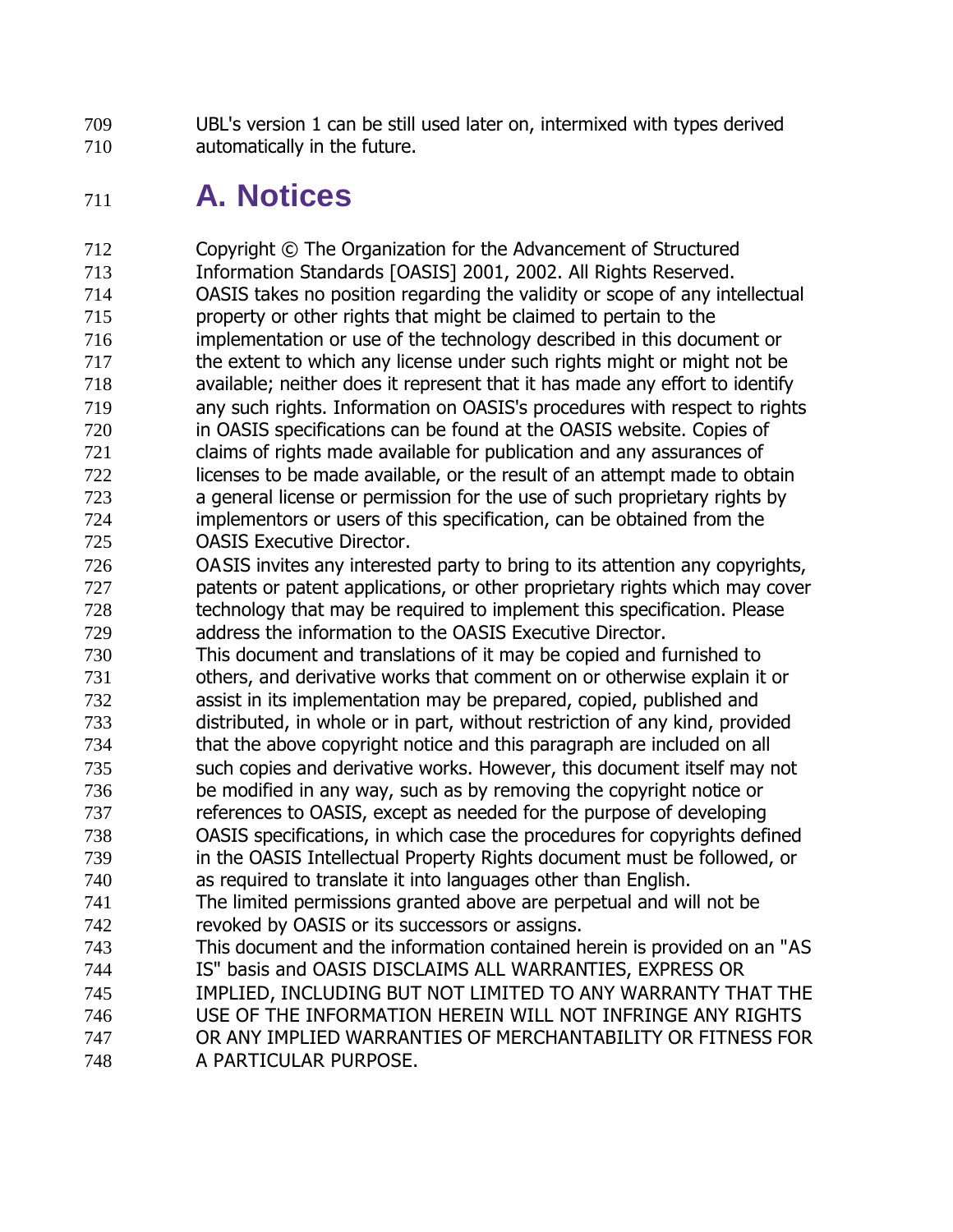UBL's version 1 can be still used later on, intermixed with types derived automatically in the future.

# A. Notices

Copyright © The Organization for the Advancement of Structured Information Standards [OASIS] 2001, 2002. All Rights Reserved.

OASIS takes no position regarding the validity or scope of any intellectual property or other rights that might be claimed to pertain to the implementation or use of the technology described in this document or the extent to which any license under such rights might or might not be available; neither does it represent that it has made any effort to identify any such rights. Information on OASIS's procedures with respect to rights in OASIS specifications can be found at the OASIS website. Copies of claims of rights made available for publication and any assurances of licenses to be made available, or the result of an attempt made to obtain a general license or permission for the use of such proprietary rights by implementors or users of this specification, can be obtained from the OASIS Executive Director.

OASIS invites any interested party to bring to its attention any copyrights, patents or patent applications, or other proprietary rights which may cover technology that may be required to implement this specification. Please address the information to the OASIS Executive Director.

This document and translations of it may be copied and furnished to others, and derivative works that comment on or otherwise explain it or assist in its implementation may be prepared, copied, published and distributed, in whole or in part, without restriction of any kind, provided that the above copyright notice and this paragraph are included on all such copies and derivative works. However, this document itself may not be modified in any way, such as by removing the copyright notice or references to OASIS, except as needed for the purpose of developing OASIS specifications, in which case the procedures for copyrights defined in the OASIS Intellectual Property Rights document must be followed, or as required to translate it into languages other than English.

The limited permissions granted above are perpetual and will not be revoked by OASIS or its successors or assigns.

This document and the information contained herein is provided on an "AS IS" basis and OASIS DISCLAIMS ALL WARRANTIES, EXPRESS OR IMPLIED, INCLUDING BUT NOT LIMITED TO ANY WARRANTY THAT THE USE OF THE INFORMATION HEREIN WILL NOT INFRINGE ANY RIGHTS OR ANY IMPLIED WARRANTIES OF MERCHANTABILITY OR FITNESS FOR A PARTICULAR PURPOSE.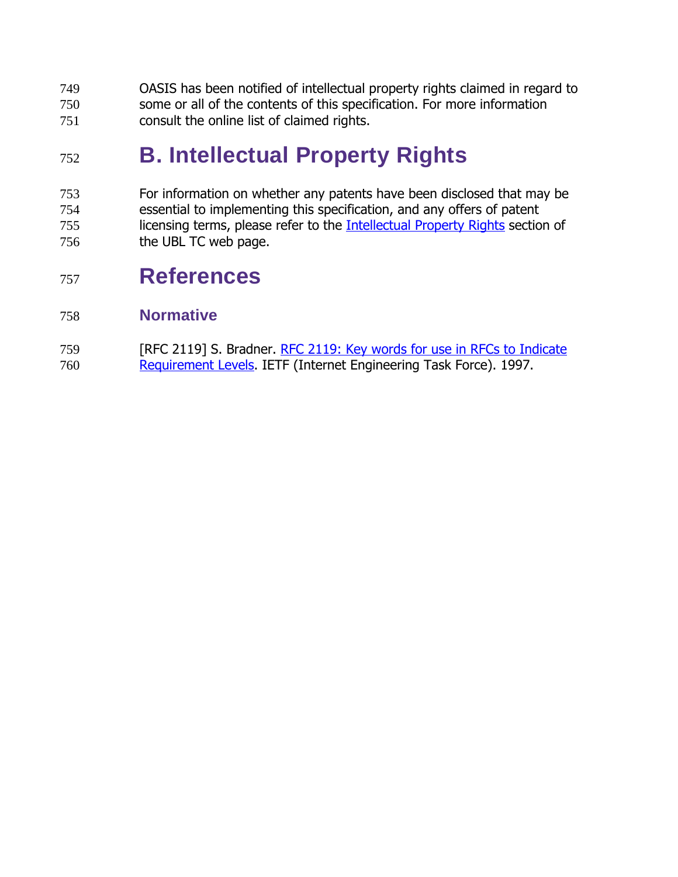OASIS has been notified of intellectual property rights claimed in regard to some or all of the contents of this specification. For more information consult the online list of claimed rights.

# B. Intellectual Property Rights

For information on whether any patents have been disclosed that may be essential to implementing this specification, and any offers of patent licensing terms, please refer to the Intellectual Property Rights section of the UBL TC web page.

# References

## Normative

[RFC 2119] S. Bradner. RFC 2119: Key words for use in RFCs to Indicate Requirement Levels. IETF (Internet Engineering Task Force). 1997.